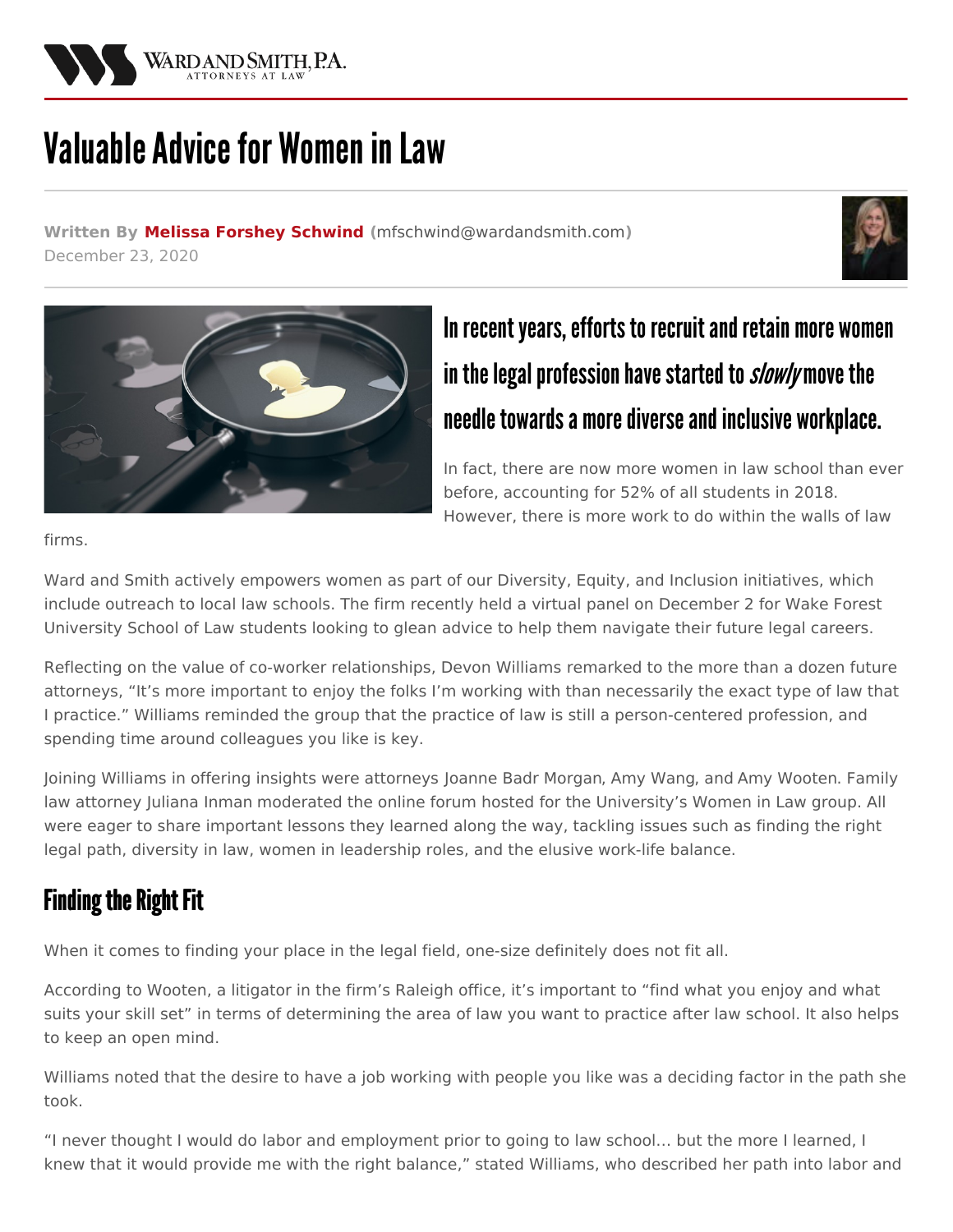# Valuable Advice for Women in Law

**Written By Melissa Forshey Schwind (mfschwind@wardandsmith.com)**
December 23, 2020

## In recent years, efforts to recruit and retain more women in the legal profession have started to *slowly* move the needle towards a more diverse and inclusive workplace.

In fact, there are now more women in law school than ever before, accounting for 52% of all students in 2018. However, there is more work to do within the walls of law firms.

Ward and Smith actively empowers women as part of our Diversity, Equity, and Inclusion initiatives, which include outreach to local law schools. The firm recently held a virtual panel on December 2 for Wake Forest University School of Law students looking to glean advice to help them navigate their future legal careers.

Reflecting on the value of co-worker relationships, Devon Williams remarked to the more than a dozen future attorneys, "It's more important to enjoy the folks I'm working with than necessarily the exact type of law that I practice." Williams reminded the group that the practice of law is still a person-centered profession, and spending time around colleagues you like is key.

Joining Williams in offering insights were attorneys Joanne Badr Morgan, Amy Wang, and Amy Wooten. Family law attorney Juliana Inman moderated the online forum hosted for the University's Women in Law group. All were eager to share important lessons they learned along the way, tackling issues such as finding the right legal path, diversity in law, women in leadership roles, and the elusive work-life balance.

## Finding the Right Fit

When it comes to finding your place in the legal field, one-size definitely does not fit all.

According to Wooten, a litigator in the firm's Raleigh office, it's important to "find what you enjoy and what suits your skill set" in terms of determining the area of law you want to practice after law school. It also helps to keep an open mind.

Williams noted that the desire to have a job working with people you like was a deciding factor in the path she took.

"I never thought I would do labor and employment prior to going to law school… but the more I learned, I knew that it would provide me with the right balance," stated Williams, who described her path into labor and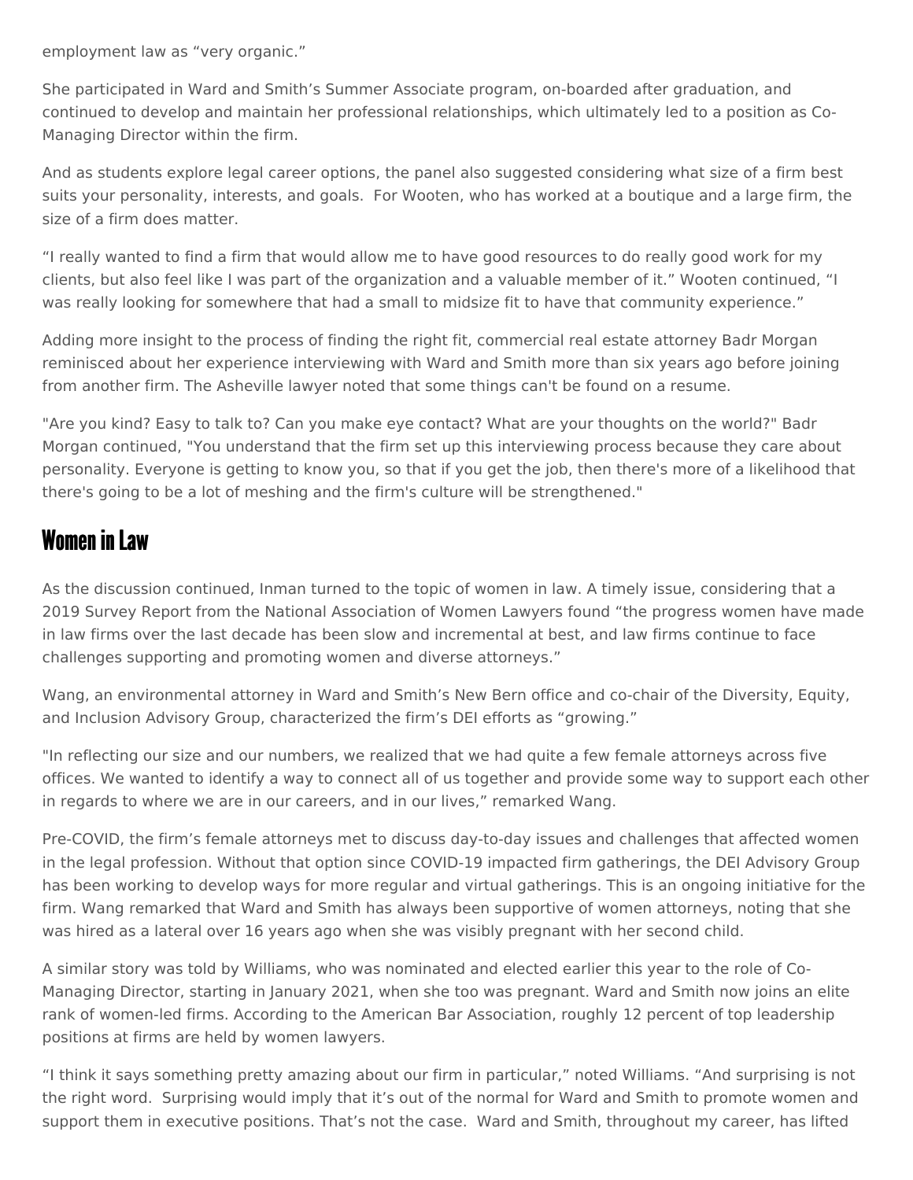employment law as “very organic.”

She participated in Ward and Smith’s Summer Associate program, on-boarded after graduation, and continued to develop and maintain her professional relationships, which ultimately led to a position as Co-Managing Director within the firm.

And as students explore legal career options, the panel also suggested considering what size of a firm best suits your personality, interests, and goals. For Wooten, who has worked at a boutique and a large firm, the size of a firm does matter.

“I really wanted to find a firm that would allow me to have good resources to do really good work for my clients, but also feel like I was part of the organization and a valuable member of it.” Wooten continued, “I was really looking for somewhere that had a small to midsize fit to have that community experience.”

Adding more insight to the process of finding the right fit, commercial real estate attorney Badr Morgan reminisced about her experience interviewing with Ward and Smith more than six years ago before joining from another firm. The Asheville lawyer noted that some things can't be found on a resume.

"Are you kind? Easy to talk to? Can you make eye contact? What are your thoughts on the world?" Badr Morgan continued, "You understand that the firm set up this interviewing process because they care about personality. Everyone is getting to know you, so that if you get the job, then there's more of a likelihood that there's going to be a lot of meshing and the firm's culture will be strengthened."

## Women in Law

As the discussion continued, Inman turned to the topic of women in law. A timely issue, considering that a 2019 Survey Report from the National Association of Women Lawyers found “the progress women have made in law firms over the last decade has been slow and incremental at best, and law firms continue to face challenges supporting and promoting women and diverse attorneys.”

Wang, an environmental attorney in Ward and Smith’s New Bern office and co-chair of the Diversity, Equity, and Inclusion Advisory Group, characterized the firm’s DEI efforts as “growing.”

"In reflecting our size and our numbers, we realized that we had quite a few female attorneys across five offices. We wanted to identify a way to connect all of us together and provide some way to support each other in regards to where we are in our careers, and in our lives,” remarked Wang.

Pre-COVID, the firm’s female attorneys met to discuss day-to-day issues and challenges that affected women in the legal profession. Without that option since COVID-19 impacted firm gatherings, the DEI Advisory Group has been working to develop ways for more regular and virtual gatherings. This is an ongoing initiative for the firm. Wang remarked that Ward and Smith has always been supportive of women attorneys, noting that she was hired as a lateral over 16 years ago when she was visibly pregnant with her second child.

A similar story was told by Williams, who was nominated and elected earlier this year to the role of Co-Managing Director, starting in January 2021, when she too was pregnant. Ward and Smith now joins an elite rank of women-led firms. According to the American Bar Association, roughly 12 percent of top leadership positions at firms are held by women lawyers.

“I think it says something pretty amazing about our firm in particular,” noted Williams. “And surprising is not the right word. Surprising would imply that it’s out of the normal for Ward and Smith to promote women and support them in executive positions. That’s not the case. Ward and Smith, throughout my career, has lifted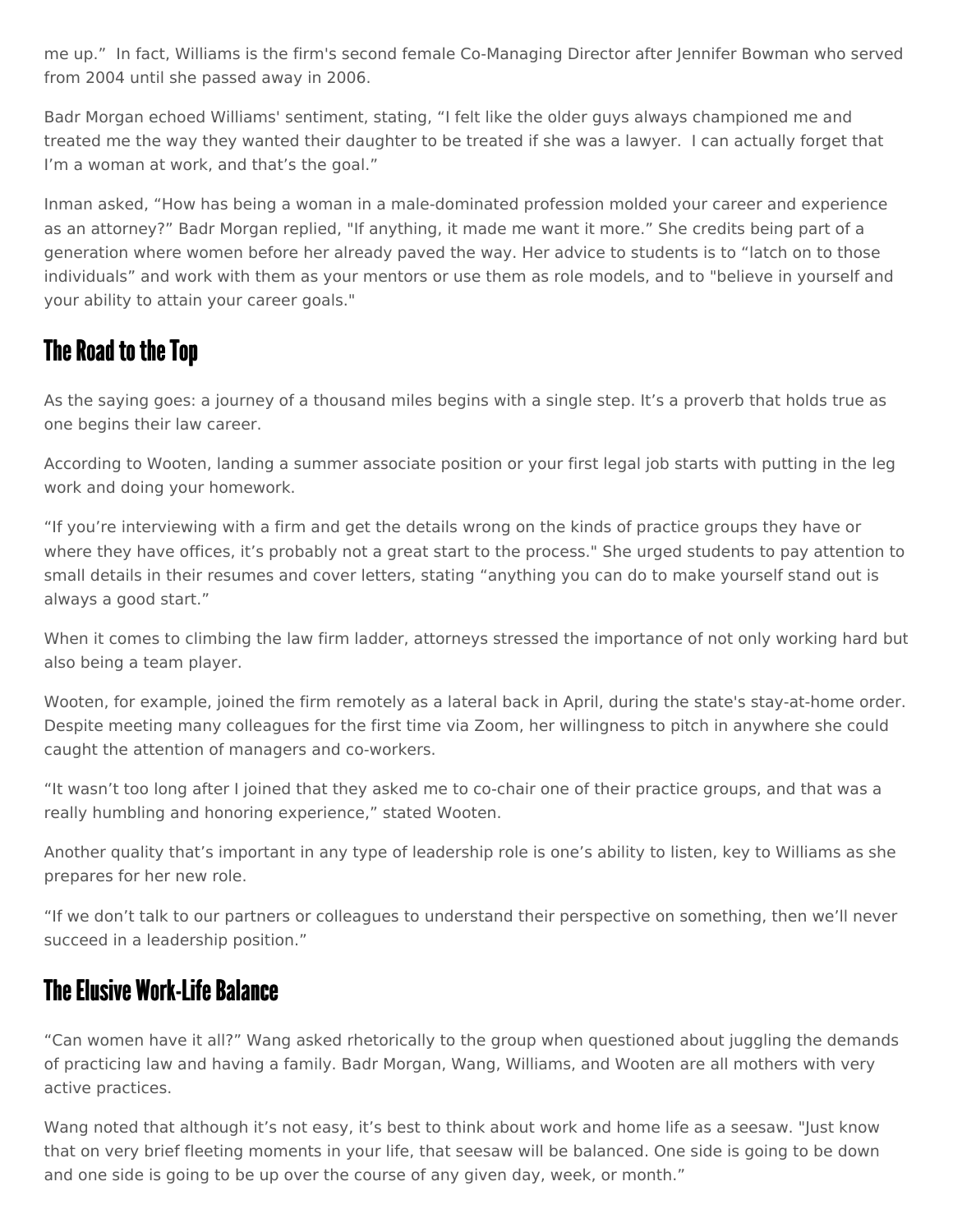me up." In fact, Williams is the firm's second female Co-Managing Director after Jennifer Bowman who served from 2004 until she passed away in 2006.

Badr Morgan echoed Williams' sentiment, stating, "I felt like the older guys always championed me and treated me the way they wanted their daughter to be treated if she was a lawyer. I can actually forget that I'm a woman at work, and that's the goal."

Inman asked, "How has being a woman in a male-dominated profession molded your career and experience as an attorney?" Badr Morgan replied, "If anything, it made me want it more." She credits being part of a generation where women before her already paved the way. Her advice to students is to "latch on to those individuals" and work with them as your mentors or use them as role models, and to "believe in yourself and your ability to attain your career goals."

## The Road to the Top

As the saying goes: a journey of a thousand miles begins with a single step. It's a proverb that holds true as one begins their law career.

According to Wooten, landing a summer associate position or your first legal job starts with putting in the leg work and doing your homework.

"If you're interviewing with a firm and get the details wrong on the kinds of practice groups they have or where they have offices, it's probably not a great start to the process." She urged students to pay attention to small details in their resumes and cover letters, stating "anything you can do to make yourself stand out is always a good start."

When it comes to climbing the law firm ladder, attorneys stressed the importance of not only working hard but also being a team player.

Wooten, for example, joined the firm remotely as a lateral back in April, during the state's stay-at-home order. Despite meeting many colleagues for the first time via Zoom, her willingness to pitch in anywhere she could caught the attention of managers and co-workers.

"It wasn't too long after I joined that they asked me to co-chair one of their practice groups, and that was a really humbling and honoring experience," stated Wooten.

Another quality that's important in any type of leadership role is one's ability to listen, key to Williams as she prepares for her new role.

"If we don't talk to our partners or colleagues to understand their perspective on something, then we'll never succeed in a leadership position."

## The Elusive Work-Life Balance

"Can women have it all?" Wang asked rhetorically to the group when questioned about juggling the demands of practicing law and having a family. Badr Morgan, Wang, Williams, and Wooten are all mothers with very active practices.

Wang noted that although it's not easy, it's best to think about work and home life as a seesaw. "Just know that on very brief fleeting moments in your life, that seesaw will be balanced. One side is going to be down and one side is going to be up over the course of any given day, week, or month."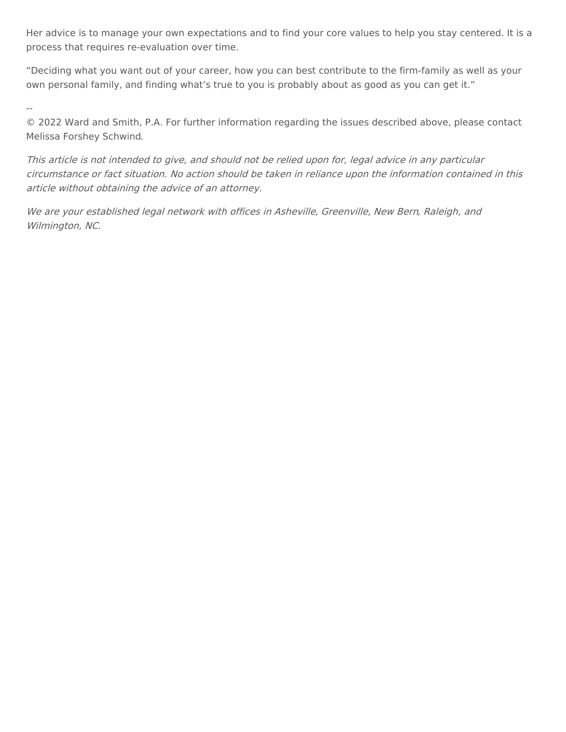Her advice is to manage your own expectations and to find your core values to help you stay centered. It is a process that requires re-evaluation over time.

“Deciding what you want out of your career, how you can best contribute to the firm-family as well as your own personal family, and finding what’s true to you is probably about as good as you can get it.”

--

© 2022 Ward and Smith, P.A. For further information regarding the issues described above, please contact Melissa Forshey Schwind.

*This article is not intended to give, and should not be relied upon for, legal advice in any particular circumstance or fact situation. No action should be taken in reliance upon the information contained in this article without obtaining the advice of an attorney.*

*We are your established legal network with offices in Asheville, Greenville, New Bern, Raleigh, and Wilmington, NC.*